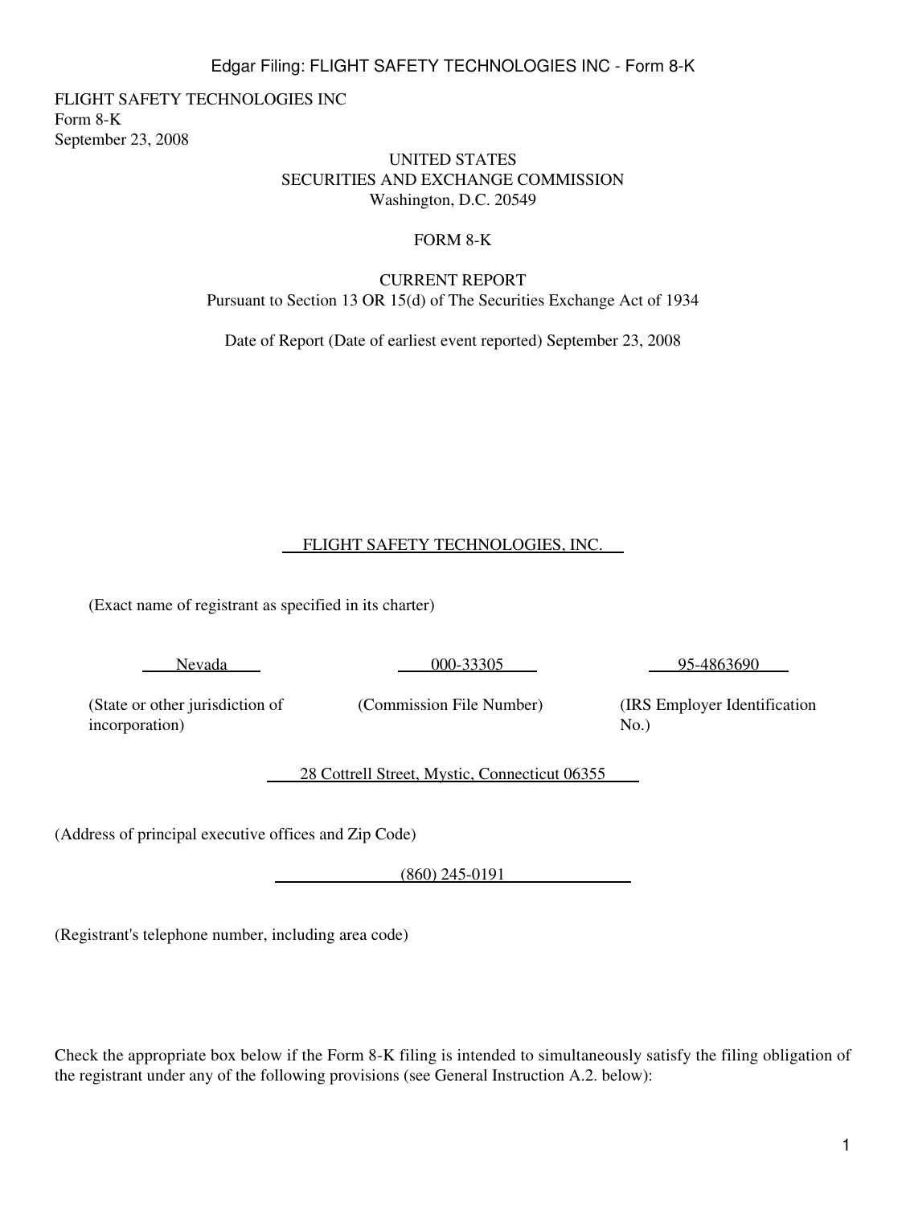FLIGHT SAFETY TECHNOLOGIES INC
Form 8-K
September 23, 2008

UNITED STATES
SECURITIES AND EXCHANGE COMMISSION
Washington, D.C. 20549

# FORM 8-K

CURRENT REPORT
Pursuant to Section 13 OR 15(d) of The Securities Exchange Act of 1934

Date of Report (Date of earliest event reported) September 23, 2008

FLIGHT SAFETY TECHNOLOGIES, INC.

(Exact name of registrant as specified in its charter)

| Nevada | 000-33305 | 95-4863690 |
|---|---|---|
| (State or other jurisdiction of incorporation) | (Commission File Number) | (IRS Employer Identification No.) |

28 Cottrell Street, Mystic, Connecticut 06355

(Address of principal executive offices and Zip Code)

(860) 245-0191

(Registrant's telephone number, including area code)

Check the appropriate box below if the Form 8-K filing is intended to simultaneously satisfy the filing obligation of the registrant under any of the following provisions (see General Instruction A.2. below):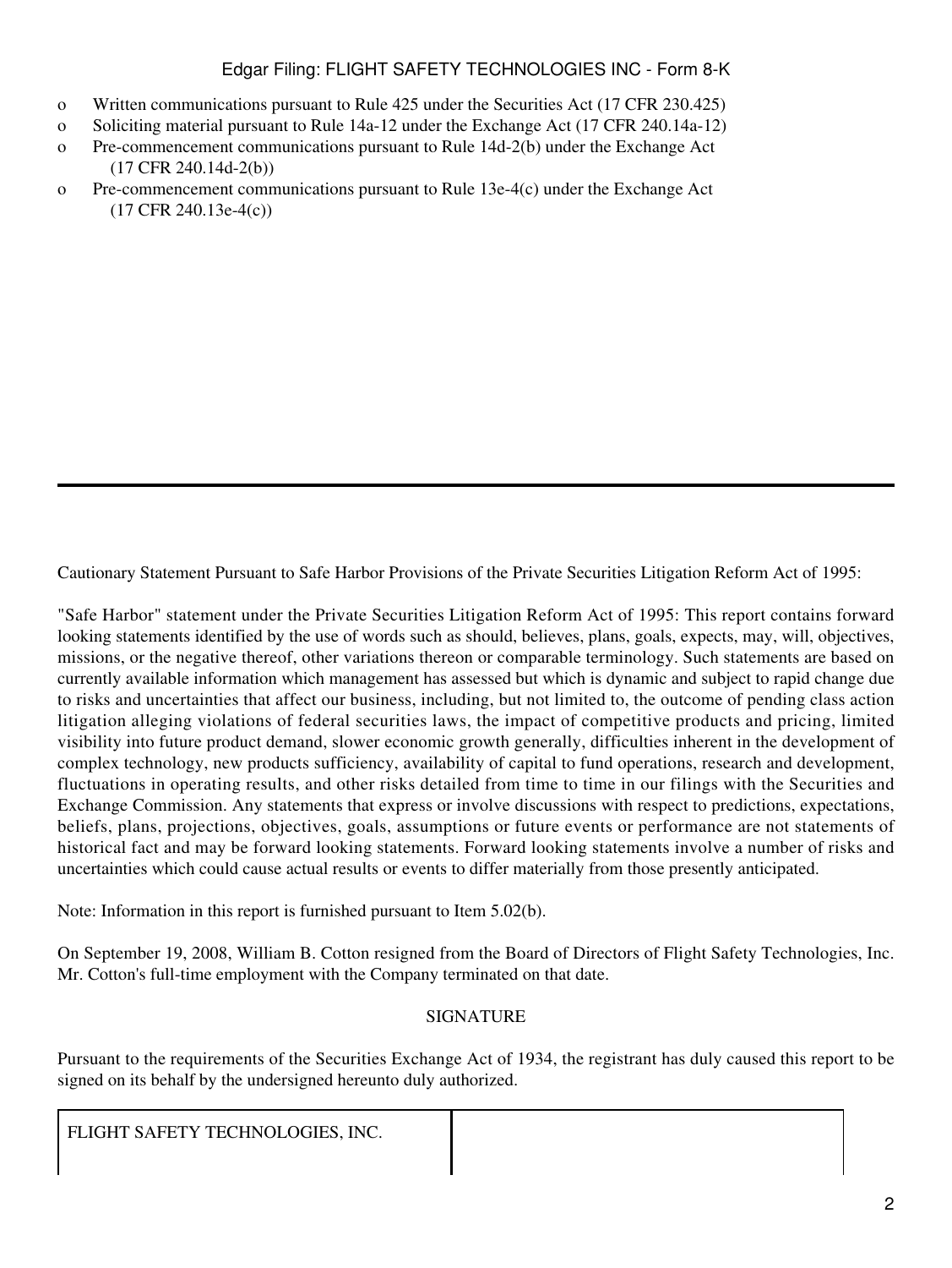- o Written communications pursuant to Rule 425 under the Securities Act (17 CFR 230.425)
- o Soliciting material pursuant to Rule 14a-12 under the Exchange Act (17 CFR 240.14a-12)
- o Pre-commencement communications pursuant to Rule 14d-2(b) under the Exchange Act (17 CFR 240.14d-2(b))
- o Pre-commencement communications pursuant to Rule 13e-4(c) under the Exchange Act (17 CFR 240.13e-4(c))

---

Cautionary Statement Pursuant to Safe Harbor Provisions of the Private Securities Litigation Reform Act of 1995:

"Safe Harbor" statement under the Private Securities Litigation Reform Act of 1995: This report contains forward looking statements identified by the use of words such as should, believes, plans, goals, expects, may, will, objectives, missions, or the negative thereof, other variations thereon or comparable terminology. Such statements are based on currently available information which management has assessed but which is dynamic and subject to rapid change due to risks and uncertainties that affect our business, including, but not limited to, the outcome of pending class action litigation alleging violations of federal securities laws, the impact of competitive products and pricing, limited visibility into future product demand, slower economic growth generally, difficulties inherent in the development of complex technology, new products sufficiency, availability of capital to fund operations, research and development, fluctuations in operating results, and other risks detailed from time to time in our filings with the Securities and Exchange Commission. Any statements that express or involve discussions with respect to predictions, expectations, beliefs, plans, projections, objectives, goals, assumptions or future events or performance are not statements of historical fact and may be forward looking statements. Forward looking statements involve a number of risks and uncertainties which could cause actual results or events to differ materially from those presently anticipated.

Note: Information in this report is furnished pursuant to Item 5.02(b).

On September 19, 2008, William B. Cotton resigned from the Board of Directors of Flight Safety Technologies, Inc. Mr. Cotton's full-time employment with the Company terminated on that date.

SIGNATURE

Pursuant to the requirements of the Securities Exchange Act of 1934, the registrant has duly caused this report to be signed on its behalf by the undersigned hereunto duly authorized.

| FLIGHT SAFETY TECHNOLOGIES, INC. | |
| --- | --- |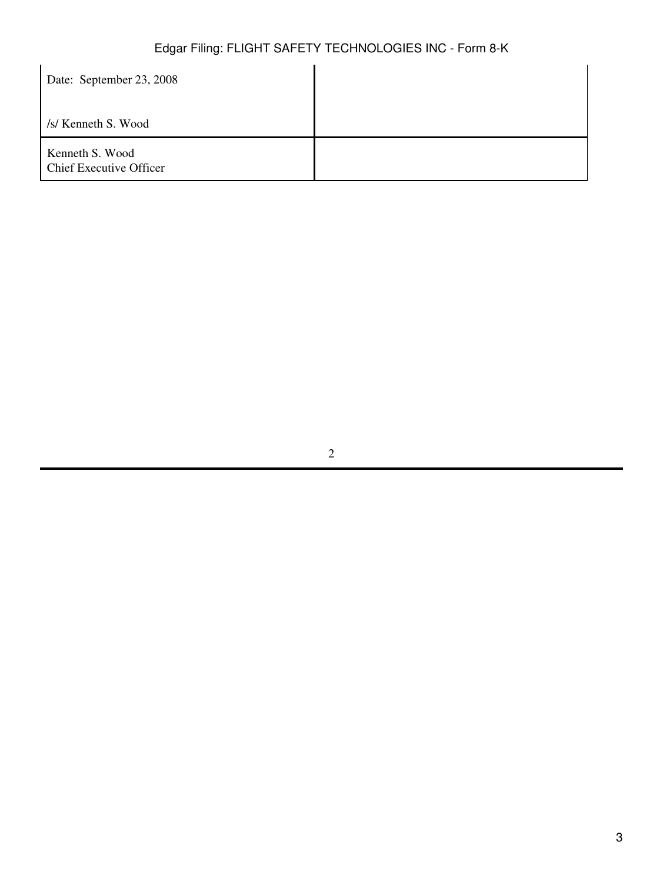| | |
|---|---|
| Date: September 23, 2008<br><br>/s/ Kenneth S. Wood | |
| Kenneth S. Wood<br>Chief Executive Officer | |